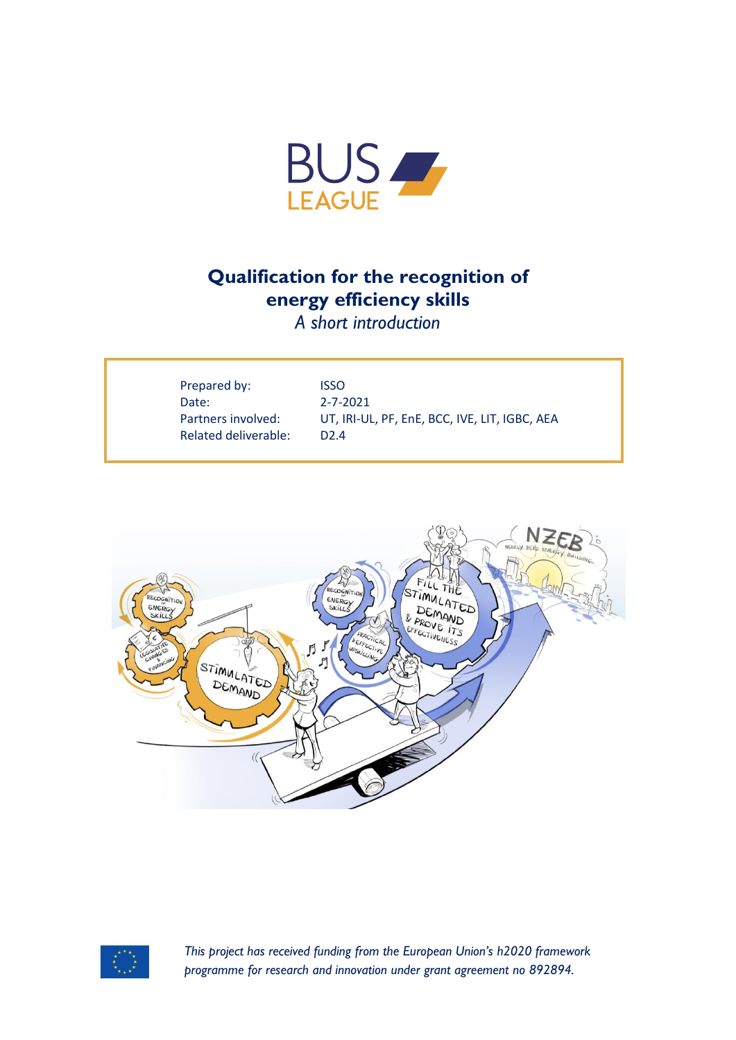BUS LEAGUE

# Qualification for the recognition of energy efficiency skills

*A short introduction*

| | |
|---|---|
| Prepared by: | ISSO |
| Date: | 2-7-2021 |
| Partners involved: | UT, IRI-UL, PF, EnE, BCC, IVE, LIT, IGBC, AEA |
| Related deliverable: | D2.4 |

*This project has received funding from the European Union's h2020 framework programme for research and innovation under grant agreement no 892894.*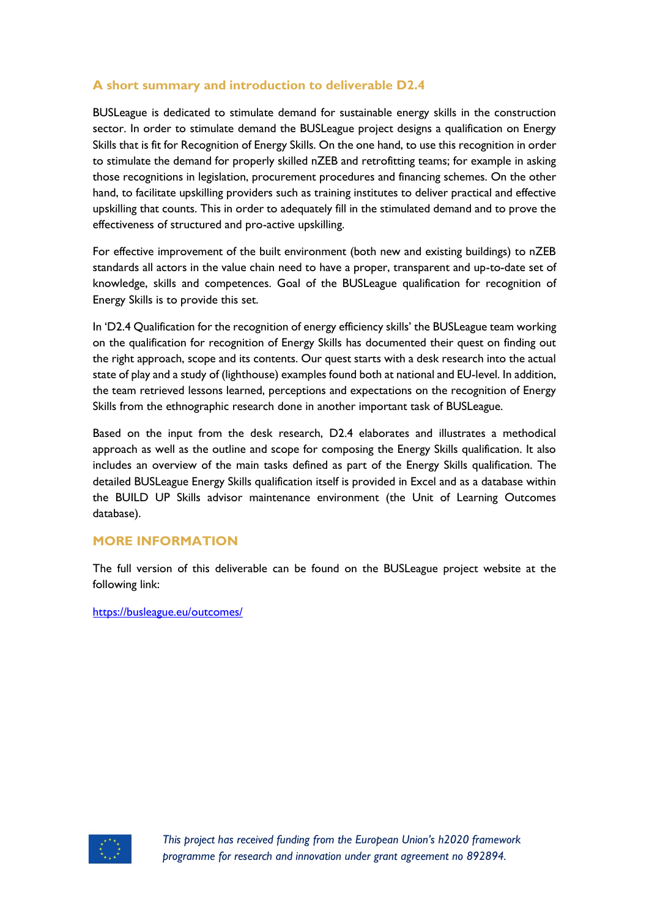## A short summary and introduction to deliverable D2.4

BUSLeague is dedicated to stimulate demand for sustainable energy skills in the construction sector. In order to stimulate demand the BUSLeague project designs a qualification on Energy Skills that is fit for Recognition of Energy Skills. On the one hand, to use this recognition in order to stimulate the demand for properly skilled nZEB and retrofitting teams; for example in asking those recognitions in legislation, procurement procedures and financing schemes. On the other hand, to facilitate upskilling providers such as training institutes to deliver practical and effective upskilling that counts. This in order to adequately fill in the stimulated demand and to prove the effectiveness of structured and pro-active upskilling.

For effective improvement of the built environment (both new and existing buildings) to nZEB standards all actors in the value chain need to have a proper, transparent and up-to-date set of knowledge, skills and competences. Goal of the BUSLeague qualification for recognition of Energy Skills is to provide this set.

In 'D2.4 Qualification for the recognition of energy efficiency skills' the BUSLeague team working on the qualification for recognition of Energy Skills has documented their quest on finding out the right approach, scope and its contents. Our quest starts with a desk research into the actual state of play and a study of (lighthouse) examples found both at national and EU-level. In addition, the team retrieved lessons learned, perceptions and expectations on the recognition of Energy Skills from the ethnographic research done in another important task of BUSLeague.

Based on the input from the desk research, D2.4 elaborates and illustrates a methodical approach as well as the outline and scope for composing the Energy Skills qualification. It also includes an overview of the main tasks defined as part of the Energy Skills qualification. The detailed BUSLeague Energy Skills qualification itself is provided in Excel and as a database within the BUILD UP Skills advisor maintenance environment (the Unit of Learning Outcomes database).

## MORE INFORMATION

The full version of this deliverable can be found on the BUSLeague project website at the following link:

https://busleague.eu/outcomes/

*This project has received funding from the European Union's h2020 framework programme for research and innovation under grant agreement no 892894.*